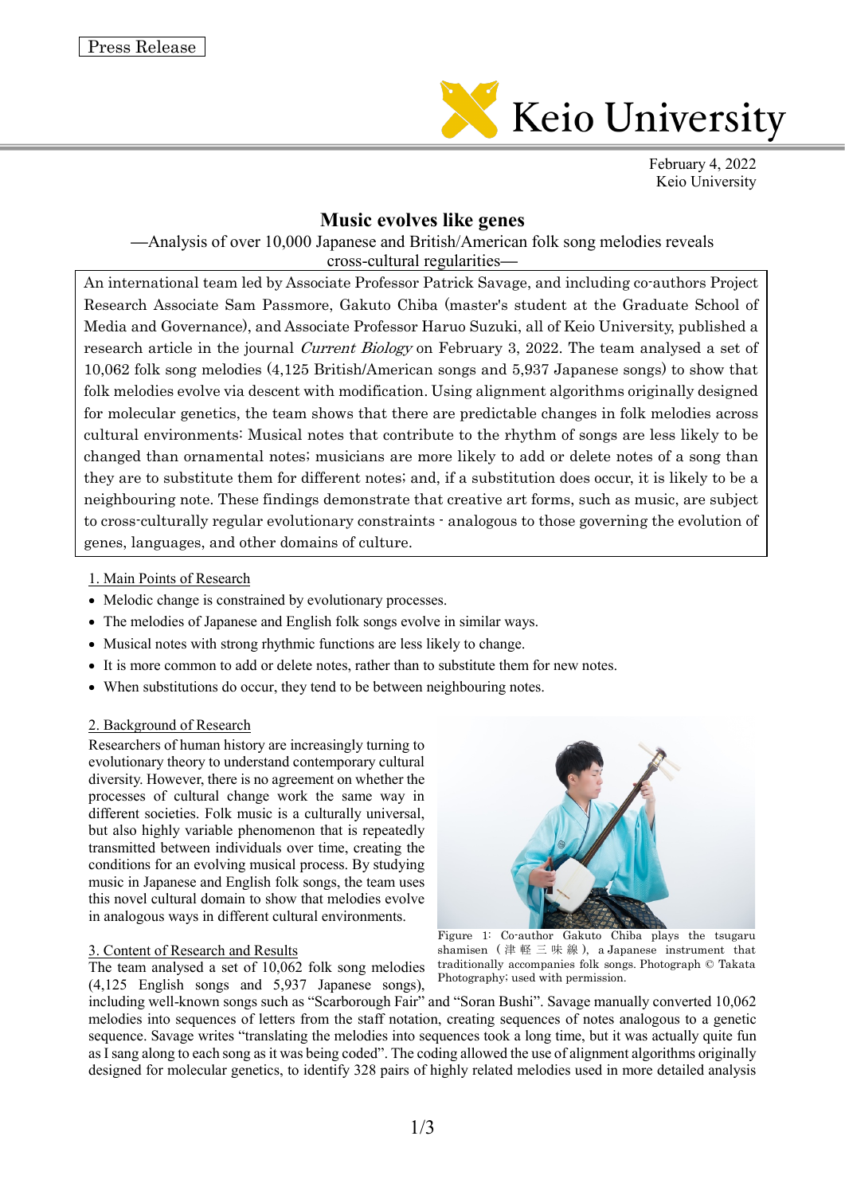Press Release

Keio University

February 4, 2022
Keio University

# Music evolves like genes

—Analysis of over 10,000 Japanese and British/American folk song melodies reveals cross-cultural regularities—

An international team led by Associate Professor Patrick Savage, and including co-authors Project Research Associate Sam Passmore, Gakuto Chiba (master's student at the Graduate School of Media and Governance), and Associate Professor Haruo Suzuki, all of Keio University, published a research article in the journal *Current Biology* on February 3, 2022. The team analysed a set of 10,062 folk song melodies (4,125 British/American songs and 5,937 Japanese songs) to show that folk melodies evolve via descent with modification. Using alignment algorithms originally designed for molecular genetics, the team shows that there are predictable changes in folk melodies across cultural environments: Musical notes that contribute to the rhythm of songs are less likely to be changed than ornamental notes; musicians are more likely to add or delete notes of a song than they are to substitute them for different notes; and, if a substitution does occur, it is likely to be a neighbouring note. These findings demonstrate that creative art forms, such as music, are subject to cross-culturally regular evolutionary constraints - analogous to those governing the evolution of genes, languages, and other domains of culture.

## 1. Main Points of Research

- Melodic change is constrained by evolutionary processes.
- The melodies of Japanese and English folk songs evolve in similar ways.
- Musical notes with strong rhythmic functions are less likely to change.
- It is more common to add or delete notes, rather than to substitute them for new notes.
- When substitutions do occur, they tend to be between neighbouring notes.

## 2. Background of Research

Researchers of human history are increasingly turning to evolutionary theory to understand contemporary cultural diversity. However, there is no agreement on whether the processes of cultural change work the same way in different societies. Folk music is a culturally universal, but also highly variable phenomenon that is repeatedly transmitted between individuals over time, creating the conditions for an evolving musical process. By studying music in Japanese and English folk songs, the team uses this novel cultural domain to show that melodies evolve in analogous ways in different cultural environments.

Figure 1: Co-author Gakuto Chiba plays the tsugaru shamisen（津軽三味線）, a Japanese instrument that traditionally accompanies folk songs. Photograph © Takata Photography; used with permission.

## 3. Content of Research and Results

The team analysed a set of 10,062 folk song melodies (4,125 English songs and 5,937 Japanese songs), including well-known songs such as "Scarborough Fair" and "Soran Bushi". Savage manually converted 10,062 melodies into sequences of letters from the staff notation, creating sequences of notes analogous to a genetic sequence. Savage writes "translating the melodies into sequences took a long time, but it was actually quite fun as I sang along to each song as it was being coded". The coding allowed the use of alignment algorithms originally designed for molecular genetics, to identify 328 pairs of highly related melodies used in more detailed analysis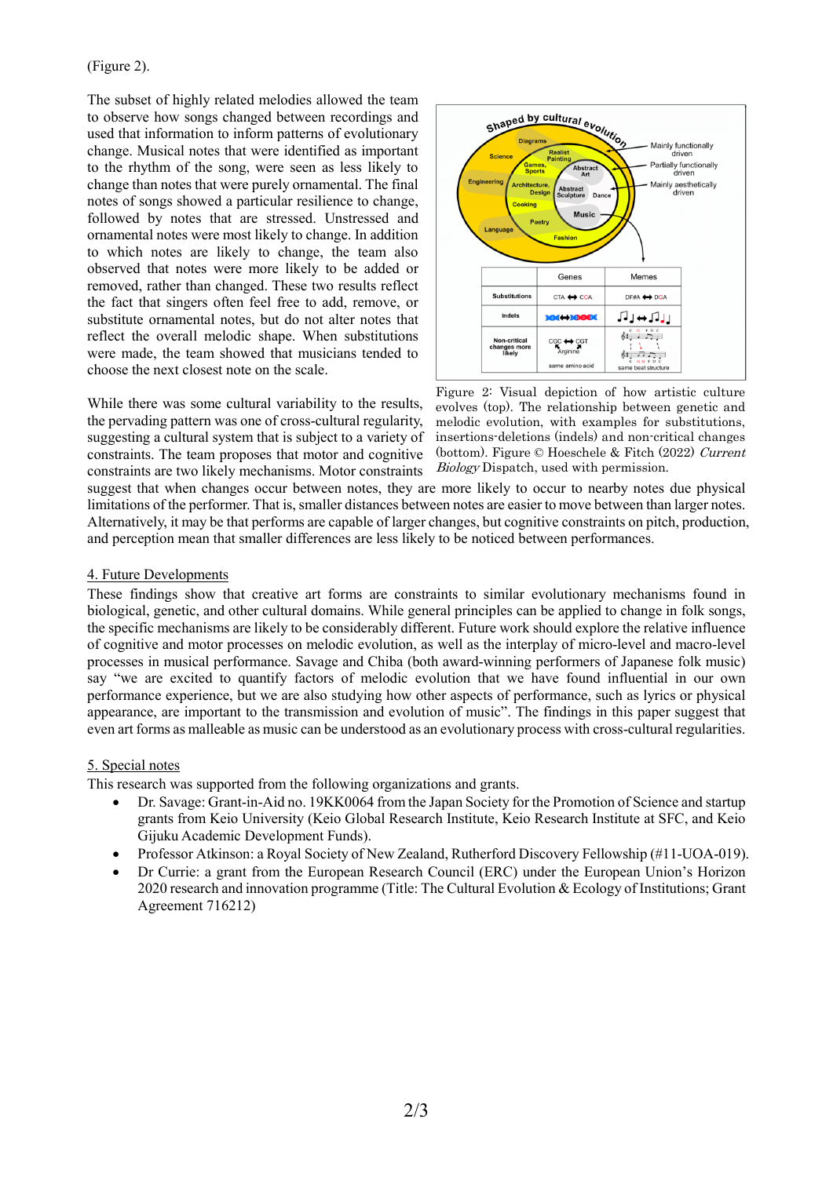(Figure 2).

The subset of highly related melodies allowed the team to observe how songs changed between recordings and used that information to inform patterns of evolutionary change. Musical notes that were identified as important to the rhythm of the song, were seen as less likely to change than notes that were purely ornamental. The final notes of songs showed a particular resilience to change, followed by notes that are stressed. Unstressed and ornamental notes were most likely to change. In addition to which notes are likely to change, the team also observed that notes were more likely to be added or removed, rather than changed. These two results reflect the fact that singers often feel free to add, remove, or substitute ornamental notes, but do not alter notes that reflect the overall melodic shape. When substitutions were made, the team showed that musicians tended to choose the next closest note on the scale.

Shaped by cultural evolution

Diagrams
Science
Realist Painting
Games, Sports
Abstract Art
Engineering
Architecture, Design
Abstract Sculpture
Dance
Cooking
Music
Poetry
Language
Fashion

Mainly functionally driven
Partially functionally driven
Mainly aesthetically driven

| | Genes | Memes |
|---|---|---|
| Substitutions | CTA ⟷ CCA | DF#A ⟷ DGA |
| Indels | | |
| Non-critical changes more likely | CGC ⟷ CGT Arginine same amino acid | same beat structure |

Figure 2: Visual depiction of how artistic culture evolves (top). The relationship between genetic and melodic evolution, with examples for substitutions, insertions-deletions (indels) and non-critical changes (bottom). Figure © Hoeschele & Fitch (2022) *Current Biology* Dispatch, used with permission.

While there was some cultural variability to the results, the pervading pattern was one of cross-cultural regularity, suggesting a cultural system that is subject to a variety of constraints. The team proposes that motor and cognitive constraints are two likely mechanisms. Motor constraints suggest that when changes occur between notes, they are more likely to occur to nearby notes due physical limitations of the performer. That is, smaller distances between notes are easier to move between than larger notes. Alternatively, it may be that performs are capable of larger changes, but cognitive constraints on pitch, production, and perception mean that smaller differences are less likely to be noticed between performances.

## 4. Future Developments

These findings show that creative art forms are constraints to similar evolutionary mechanisms found in biological, genetic, and other cultural domains. While general principles can be applied to change in folk songs, the specific mechanisms are likely to be considerably different. Future work should explore the relative influence of cognitive and motor processes on melodic evolution, as well as the interplay of micro-level and macro-level processes in musical performance. Savage and Chiba (both award-winning performers of Japanese folk music) say "we are excited to quantify factors of melodic evolution that we have found influential in our own performance experience, but we are also studying how other aspects of performance, such as lyrics or physical appearance, are important to the transmission and evolution of music". The findings in this paper suggest that even art forms as malleable as music can be understood as an evolutionary process with cross-cultural regularities.

## 5. Special notes

This research was supported from the following organizations and grants.

- Dr. Savage: Grant-in-Aid no. 19KK0064 from the Japan Society for the Promotion of Science and startup grants from Keio University (Keio Global Research Institute, Keio Research Institute at SFC, and Keio Gijuku Academic Development Funds).
- Professor Atkinson: a Royal Society of New Zealand, Rutherford Discovery Fellowship (#11-UOA-019).
- Dr Currie: a grant from the European Research Council (ERC) under the European Union's Horizon 2020 research and innovation programme (Title: The Cultural Evolution & Ecology of Institutions; Grant Agreement 716212)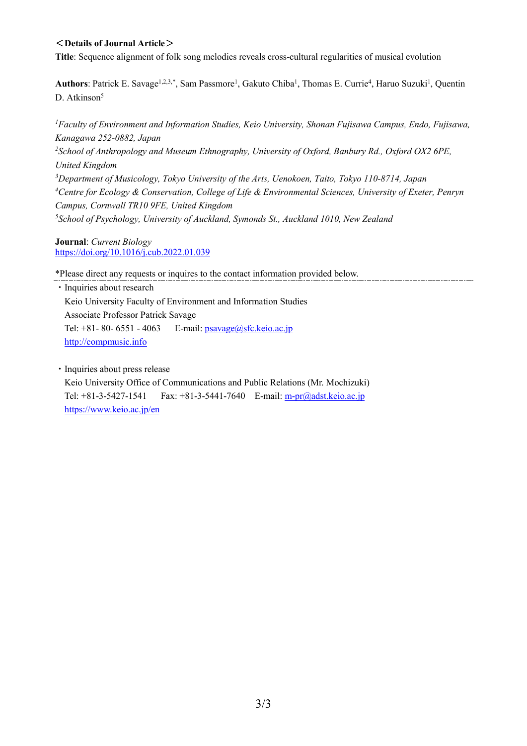**＜Details of Journal Article＞**

**Title**: Sequence alignment of folk song melodies reveals cross-cultural regularities of musical evolution

**Authors**: Patrick E. Savage[1,2,3,*], Sam Passmore[1], Gakuto Chiba[1], Thomas E. Currie[4], Haruo Suzuki[1], Quentin D. Atkinson[5]

[1]*Faculty of Environment and Information Studies, Keio University, Shonan Fujisawa Campus, Endo, Fujisawa, Kanagawa 252-0882, Japan*
[2]*School of Anthropology and Museum Ethnography, University of Oxford, Banbury Rd., Oxford OX2 6PE, United Kingdom*
[3]*Department of Musicology, Tokyo University of the Arts, Uenokoen, Taito, Tokyo 110-8714, Japan*
[4]*Centre for Ecology & Conservation, College of Life & Environmental Sciences, University of Exeter, Penryn Campus, Cornwall TR10 9FE, United Kingdom*
[5]*School of Psychology, University of Auckland, Symonds St., Auckland 1010, New Zealand*

**Journal**: *Current Biology*
https://doi.org/10.1016/j.cub.2022.01.039

*Please direct any requests or inquires to the contact information provided below.

・Inquiries about research
Keio University Faculty of Environment and Information Studies
Associate Professor Patrick Savage
Tel: +81- 80- 6551 - 4063 E-mail: psavage@sfc.keio.ac.jp
http://compmusic.info

・Inquiries about press release
Keio University Office of Communications and Public Relations (Mr. Mochizuki)
Tel: +81-3-5427-1541 Fax: +81-3-5441-7640 E-mail: m-pr@adst.keio.ac.jp
https://www.keio.ac.jp/en